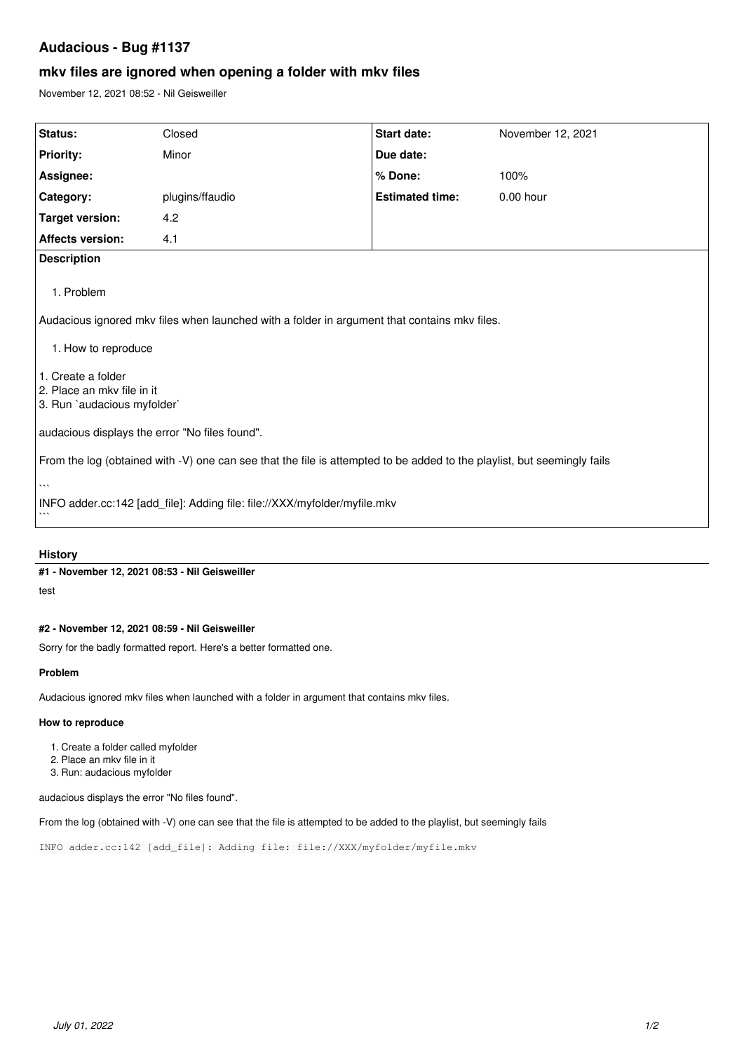# Audacious - Bug #1137

## mkv files are ignored when opening a folder with mkv files

November 12, 2021 08:52 - Nil Geisweiller

| Status: | Closed | Start date: | November 12, 2021 |
| --- | --- | --- | --- |
| Priority: | Minor | Due date: | |
| Assignee: | | % Done: | 100% |
| Category: | plugins/ffaudio | Estimated time: | 0.00 hour |
| Target version: | 4.2 | | |
| Affects version: | 4.1 | | |

**Description**

1. Problem

Audacious ignored mkv files when launched with a folder in argument that contains mkv files.

1. How to reproduce

1. Create a folder
2. Place an mkv file in it
3. Run `audacious myfolder`

audacious displays the error "No files found".

From the log (obtained with -V) one can see that the file is attempted to be added to the playlist, but seemingly fails

```
INFO adder.cc:142 [add_file]: Adding file: file://XXX/myfolder/myfile.mkv
```

### History

#### #1 - November 12, 2021 08:53 - Nil Geisweiller

test

#### #2 - November 12, 2021 08:59 - Nil Geisweiller

Sorry for the badly formatted report. Here's a better formatted one.

**Problem**

Audacious ignored mkv files when launched with a folder in argument that contains mkv files.

**How to reproduce**

1. Create a folder called myfolder
2. Place an mkv file in it
3. Run: audacious myfolder

audacious displays the error "No files found".

From the log (obtained with -V) one can see that the file is attempted to be added to the playlist, but seemingly fails

```
INFO adder.cc:142 [add_file]: Adding file: file://XXX/myfolder/myfile.mkv
```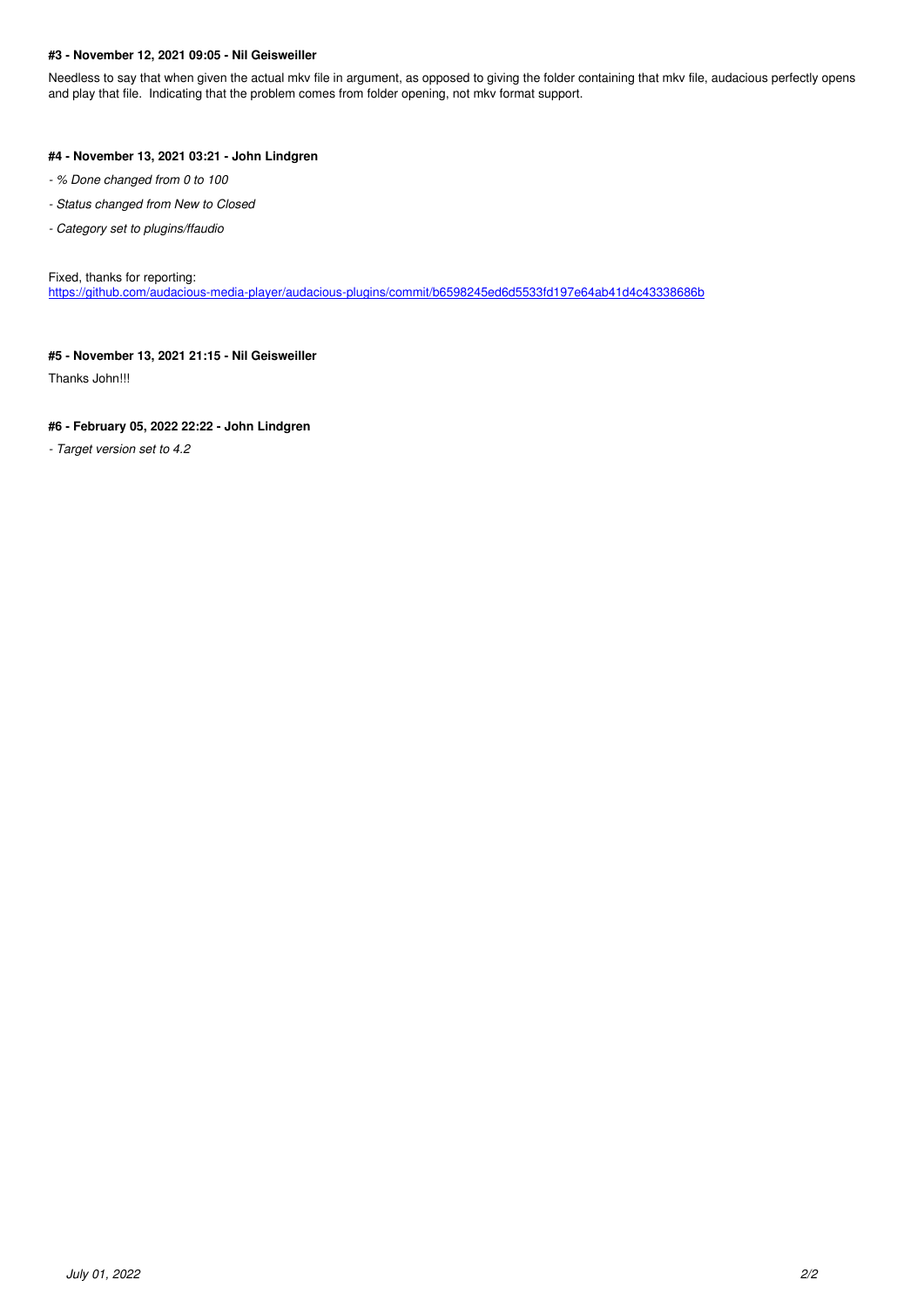#### #3 - November 12, 2021 09:05 - Nil Geisweiller

Needless to say that when given the actual mkv file in argument, as opposed to giving the folder containing that mkv file, audacious perfectly opens and play that file. Indicating that the problem comes from folder opening, not mkv format support.

#### #4 - November 13, 2021 03:21 - John Lindgren

- *% Done changed from 0 to 100*
- *Status changed from New to Closed*
- *Category set to plugins/ffaudio*

Fixed, thanks for reporting:
https://github.com/audacious-media-player/audacious-plugins/commit/b6598245ed6d5533fd197e64ab41d4c43338686b

#### #5 - November 13, 2021 21:15 - Nil Geisweiller

Thanks John!!!

#### #6 - February 05, 2022 22:22 - John Lindgren

- *Target version set to 4.2*